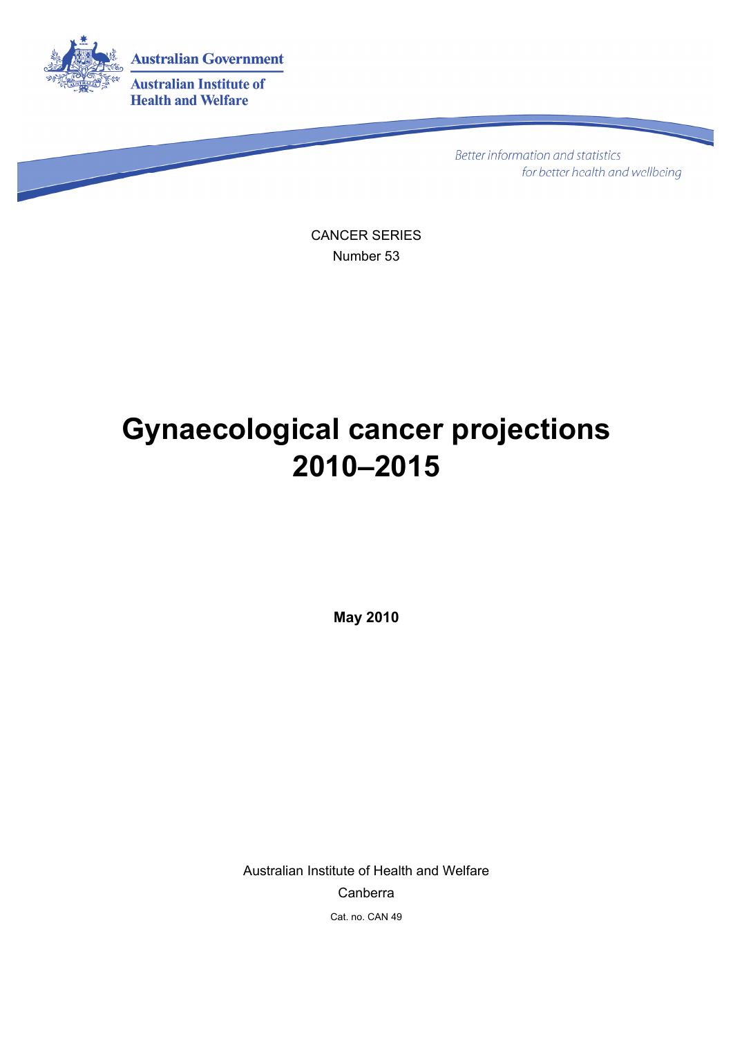Australian Government

Australian Institute of Health and Welfare

*Better information and statistics for better health and wellbeing*

CANCER SERIES

Number 53

# Gynaecological cancer projections 2010–2015

**May 2010**

Australian Institute of Health and Welfare

Canberra

Cat. no. CAN 49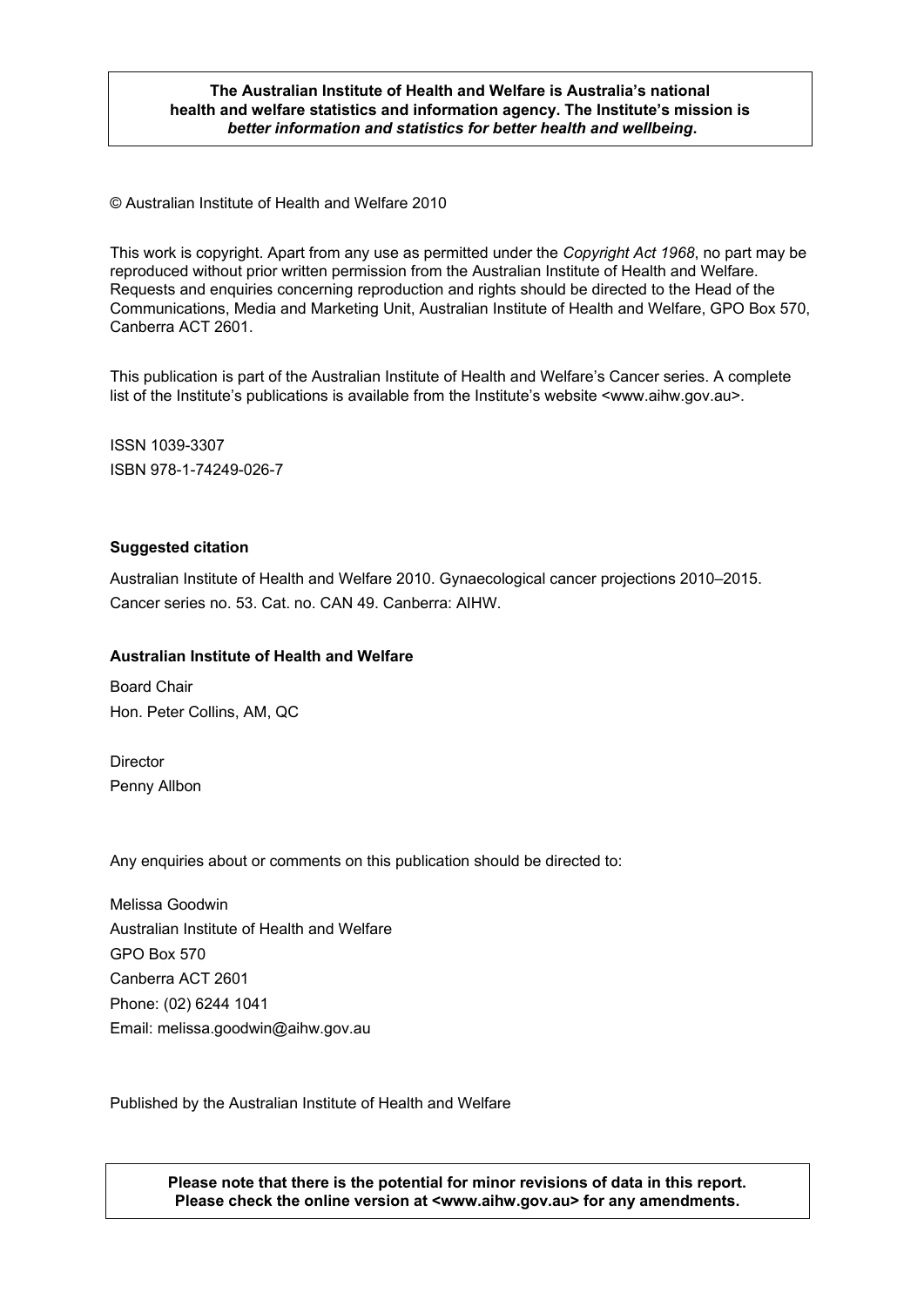**The Australian Institute of Health and Welfare is Australia's national health and welfare statistics and information agency. The Institute's mission is *better information and statistics for better health and wellbeing*.**

© Australian Institute of Health and Welfare 2010

This work is copyright. Apart from any use as permitted under the *Copyright Act 1968*, no part may be reproduced without prior written permission from the Australian Institute of Health and Welfare. Requests and enquiries concerning reproduction and rights should be directed to the Head of the Communications, Media and Marketing Unit, Australian Institute of Health and Welfare, GPO Box 570, Canberra ACT 2601.

This publication is part of the Australian Institute of Health and Welfare's Cancer series. A complete list of the Institute's publications is available from the Institute's website <www.aihw.gov.au>.

ISSN 1039-3307

ISBN 978-1-74249-026-7

**Suggested citation**

Australian Institute of Health and Welfare 2010. Gynaecological cancer projections 2010–2015. Cancer series no. 53. Cat. no. CAN 49. Canberra: AIHW.

**Australian Institute of Health and Welfare**

Board Chair
Hon. Peter Collins, AM, QC

Director
Penny Allbon

Any enquiries about or comments on this publication should be directed to:

Melissa Goodwin
Australian Institute of Health and Welfare
GPO Box 570
Canberra ACT 2601
Phone: (02) 6244 1041
Email: melissa.goodwin@aihw.gov.au

Published by the Australian Institute of Health and Welfare

**Please note that there is the potential for minor revisions of data in this report. Please check the online version at <www.aihw.gov.au> for any amendments.**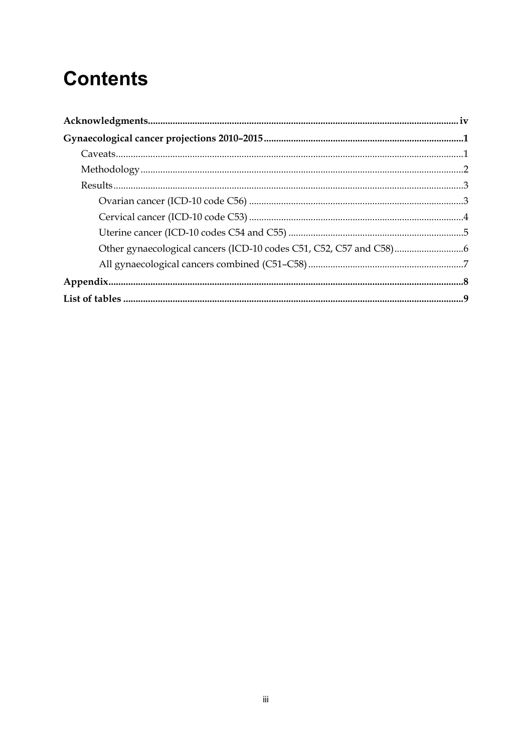# Contents

**Acknowledgments** ............................................................ iv

**Gynaecological cancer projections 2010–2015** ............................................................ 1

- Caveats ............................................................ 1
- Methodology ............................................................ 2
- Results ............................................................ 3
  - Ovarian cancer (ICD-10 code C56) ............................................................ 3
  - Cervical cancer (ICD-10 code C53) ............................................................ 4
  - Uterine cancer (ICD-10 codes C54 and C55) ............................................................ 5
  - Other gynaecological cancers (ICD-10 codes C51, C52, C57 and C58) ............................................................ 6
  - All gynaecological cancers combined (C51–C58) ............................................................ 7

**Appendix** ............................................................ 8

**List of tables** ............................................................ 9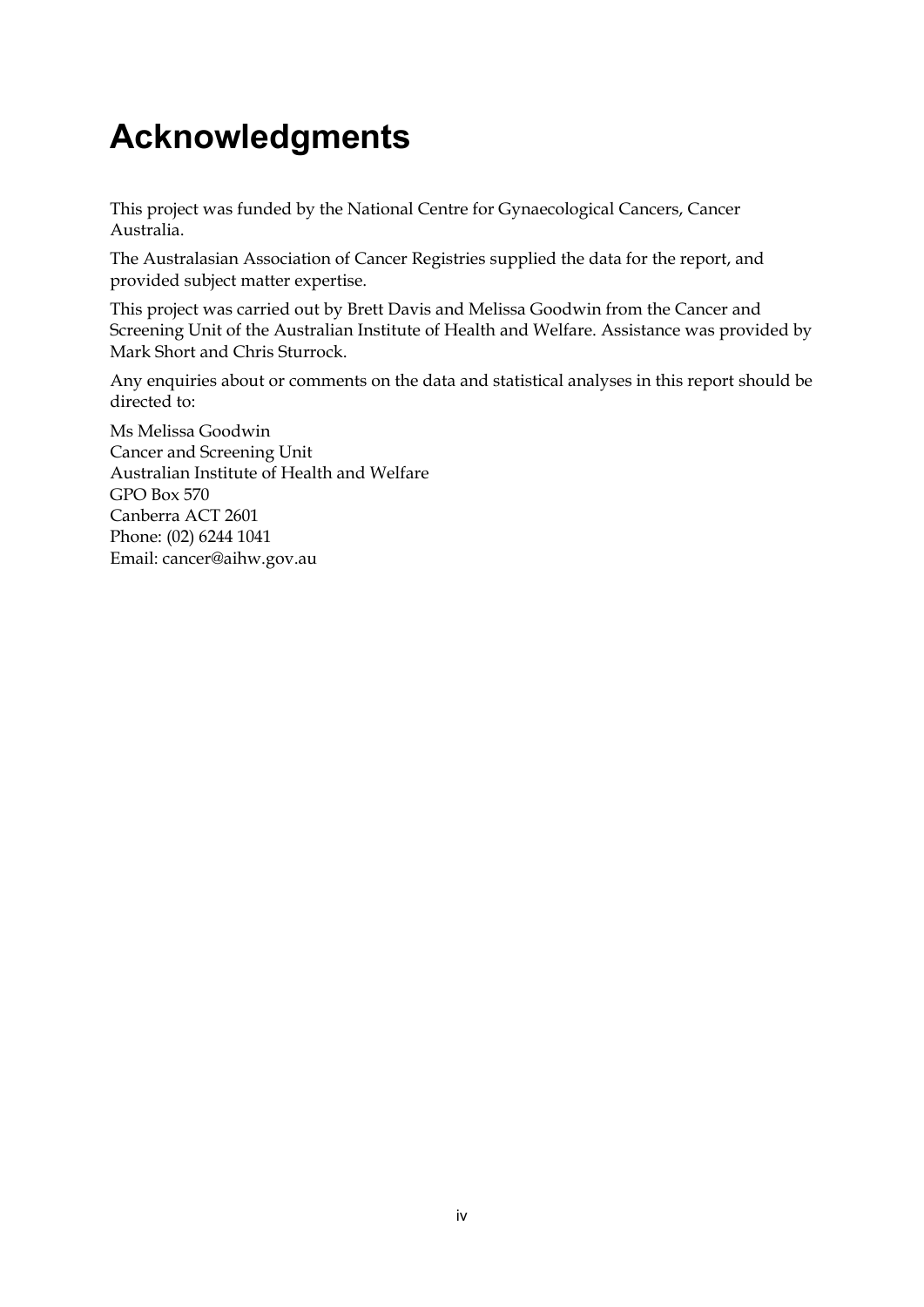# Acknowledgments

This project was funded by the National Centre for Gynaecological Cancers, Cancer Australia.

The Australasian Association of Cancer Registries supplied the data for the report, and provided subject matter expertise.

This project was carried out by Brett Davis and Melissa Goodwin from the Cancer and Screening Unit of the Australian Institute of Health and Welfare. Assistance was provided by Mark Short and Chris Sturrock.

Any enquiries about or comments on the data and statistical analyses in this report should be directed to:

Ms Melissa Goodwin  
Cancer and Screening Unit  
Australian Institute of Health and Welfare  
GPO Box 570  
Canberra ACT 2601  
Phone: (02) 6244 1041  
Email: cancer@aihw.gov.au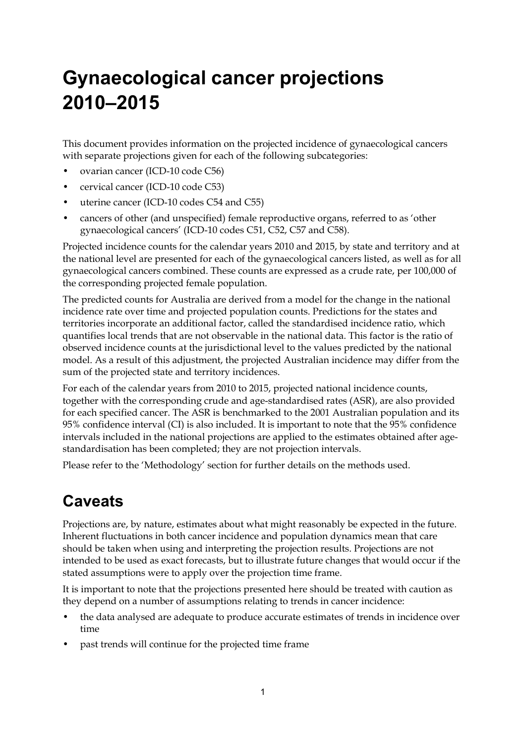# Gynaecological cancer projections 2010–2015

This document provides information on the projected incidence of gynaecological cancers with separate projections given for each of the following subcategories:

- ovarian cancer (ICD-10 code C56)
- cervical cancer (ICD-10 code C53)
- uterine cancer (ICD-10 codes C54 and C55)
- cancers of other (and unspecified) female reproductive organs, referred to as 'other gynaecological cancers' (ICD-10 codes C51, C52, C57 and C58).

Projected incidence counts for the calendar years 2010 and 2015, by state and territory and at the national level are presented for each of the gynaecological cancers listed, as well as for all gynaecological cancers combined. These counts are expressed as a crude rate, per 100,000 of the corresponding projected female population.

The predicted counts for Australia are derived from a model for the change in the national incidence rate over time and projected population counts. Predictions for the states and territories incorporate an additional factor, called the standardised incidence ratio, which quantifies local trends that are not observable in the national data. This factor is the ratio of observed incidence counts at the jurisdictional level to the values predicted by the national model. As a result of this adjustment, the projected Australian incidence may differ from the sum of the projected state and territory incidences.

For each of the calendar years from 2010 to 2015, projected national incidence counts, together with the corresponding crude and age-standardised rates (ASR), are also provided for each specified cancer. The ASR is benchmarked to the 2001 Australian population and its 95% confidence interval (CI) is also included. It is important to note that the 95% confidence intervals included in the national projections are applied to the estimates obtained after age-standardisation has been completed; they are not projection intervals.

Please refer to the 'Methodology' section for further details on the methods used.

## Caveats

Projections are, by nature, estimates about what might reasonably be expected in the future. Inherent fluctuations in both cancer incidence and population dynamics mean that care should be taken when using and interpreting the projection results. Projections are not intended to be used as exact forecasts, but to illustrate future changes that would occur if the stated assumptions were to apply over the projection time frame.

It is important to note that the projections presented here should be treated with caution as they depend on a number of assumptions relating to trends in cancer incidence:

- the data analysed are adequate to produce accurate estimates of trends in incidence over time
- past trends will continue for the projected time frame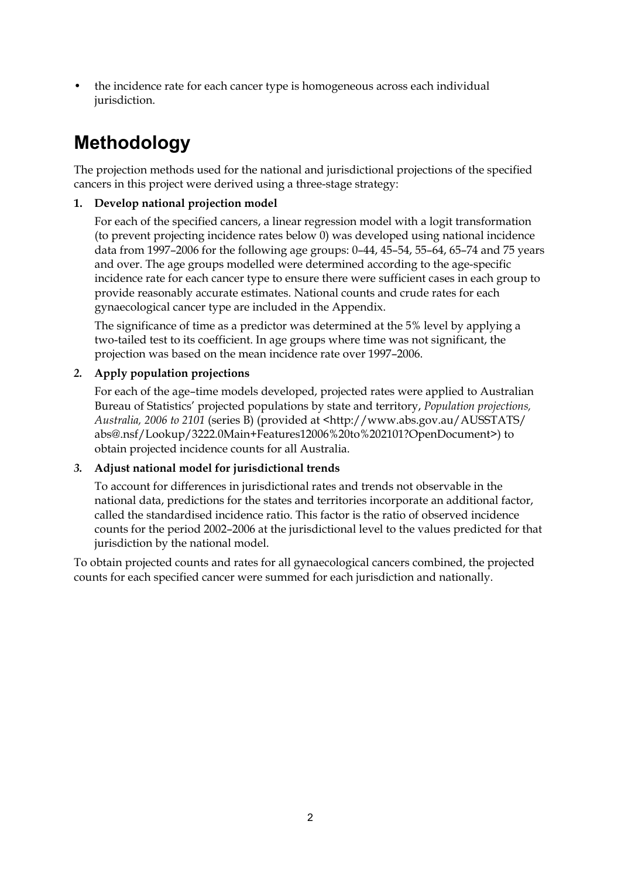- the incidence rate for each cancer type is homogeneous across each individual jurisdiction.

# Methodology

The projection methods used for the national and jurisdictional projections of the specified cancers in this project were derived using a three-stage strategy:

1. **Develop national projection model**

   For each of the specified cancers, a linear regression model with a logit transformation (to prevent projecting incidence rates below 0) was developed using national incidence data from 1997–2006 for the following age groups: 0–44, 45–54, 55–64, 65–74 and 75 years and over. The age groups modelled were determined according to the age-specific incidence rate for each cancer type to ensure there were sufficient cases in each group to provide reasonably accurate estimates. National counts and crude rates for each gynaecological cancer type are included in the Appendix.

   The significance of time as a predictor was determined at the 5% level by applying a two-tailed test to its coefficient. In age groups where time was not significant, the projection was based on the mean incidence rate over 1997–2006.

2. **Apply population projections**

   For each of the age–time models developed, projected rates were applied to Australian Bureau of Statistics' projected populations by state and territory, *Population projections, Australia, 2006 to 2101* (series B) (provided at <http://www.abs.gov.au/AUSSTATS/abs@.nsf/Lookup/3222.0Main+Features12006%20to%202101?OpenDocument>) to obtain projected incidence counts for all Australia.

3. **Adjust national model for jurisdictional trends**

   To account for differences in jurisdictional rates and trends not observable in the national data, predictions for the states and territories incorporate an additional factor, called the standardised incidence ratio. This factor is the ratio of observed incidence counts for the period 2002–2006 at the jurisdictional level to the values predicted for that jurisdiction by the national model.

To obtain projected counts and rates for all gynaecological cancers combined, the projected counts for each specified cancer were summed for each jurisdiction and nationally.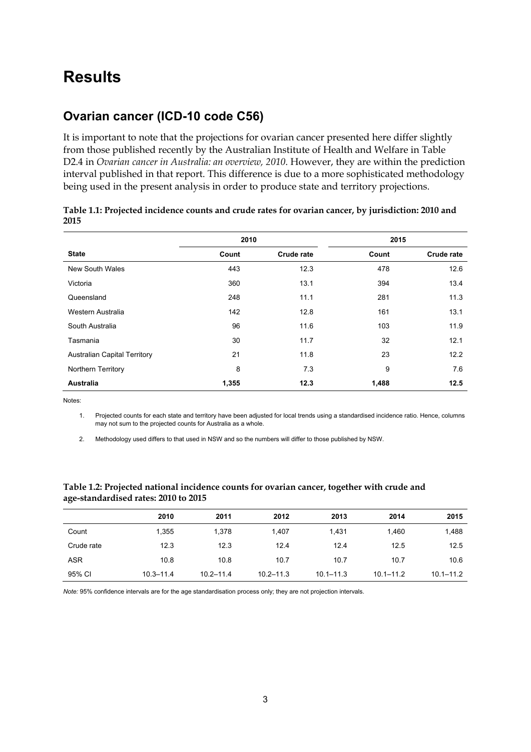# Results

## Ovarian cancer (ICD-10 code C56)

It is important to note that the projections for ovarian cancer presented here differ slightly from those published recently by the Australian Institute of Health and Welfare in Table D2.4 in *Ovarian cancer in Australia: an overview, 2010*. However, they are within the prediction interval published in that report. This difference is due to a more sophisticated methodology being used in the present analysis in order to produce state and territory projections.

**Table 1.1: Projected incidence counts and crude rates for ovarian cancer, by jurisdiction: 2010 and 2015**

| | 2010 | | 2015 | |
|---|---|---|---|---|
| **State** | **Count** | **Crude rate** | **Count** | **Crude rate** |
| New South Wales | 443 | 12.3 | 478 | 12.6 |
| Victoria | 360 | 13.1 | 394 | 13.4 |
| Queensland | 248 | 11.1 | 281 | 11.3 |
| Western Australia | 142 | 12.8 | 161 | 13.1 |
| South Australia | 96 | 11.6 | 103 | 11.9 |
| Tasmania | 30 | 11.7 | 32 | 12.1 |
| Australian Capital Territory | 21 | 11.8 | 23 | 12.2 |
| Northern Territory | 8 | 7.3 | 9 | 7.6 |
| **Australia** | **1,355** | **12.3** | **1,488** | **12.5** |

Notes:

1. Projected counts for each state and territory have been adjusted for local trends using a standardised incidence ratio. Hence, columns may not sum to the projected counts for Australia as a whole.
2. Methodology used differs to that used in NSW and so the numbers will differ to those published by NSW.

**Table 1.2: Projected national incidence counts for ovarian cancer, together with crude and age-standardised rates: 2010 to 2015**

| | 2010 | 2011 | 2012 | 2013 | 2014 | 2015 |
|---|---|---|---|---|---|---|
| Count | 1,355 | 1,378 | 1,407 | 1,431 | 1,460 | 1,488 |
| Crude rate | 12.3 | 12.3 | 12.4 | 12.4 | 12.5 | 12.5 |
| ASR | 10.8 | 10.8 | 10.7 | 10.7 | 10.7 | 10.6 |
| 95% CI | 10.3–11.4 | 10.2–11.4 | 10.2–11.3 | 10.1–11.3 | 10.1–11.2 | 10.1–11.2 |

*Note:* 95% confidence intervals are for the age standardisation process only; they are not projection intervals.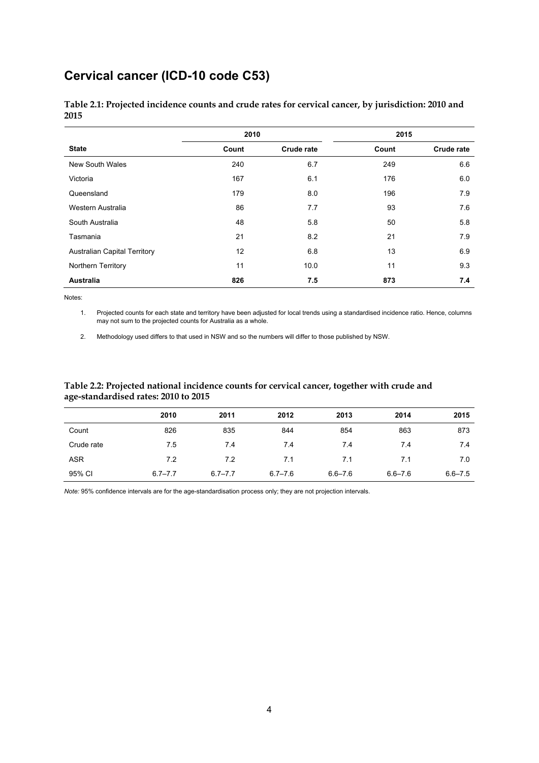# Cervical cancer (ICD-10 code C53)

**Table 2.1: Projected incidence counts and crude rates for cervical cancer, by jurisdiction: 2010 and 2015**

| | 2010 | | 2015 | |
|---|---|---|---|---|
| **State** | **Count** | **Crude rate** | **Count** | **Crude rate** |
| New South Wales | 240 | 6.7 | 249 | 6.6 |
| Victoria | 167 | 6.1 | 176 | 6.0 |
| Queensland | 179 | 8.0 | 196 | 7.9 |
| Western Australia | 86 | 7.7 | 93 | 7.6 |
| South Australia | 48 | 5.8 | 50 | 5.8 |
| Tasmania | 21 | 8.2 | 21 | 7.9 |
| Australian Capital Territory | 12 | 6.8 | 13 | 6.9 |
| Northern Territory | 11 | 10.0 | 11 | 9.3 |
| **Australia** | **826** | **7.5** | **873** | **7.4** |

Notes:

1. Projected counts for each state and territory have been adjusted for local trends using a standardised incidence ratio. Hence, columns may not sum to the projected counts for Australia as a whole.
2. Methodology used differs to that used in NSW and so the numbers will differ to those published by NSW.

**Table 2.2: Projected national incidence counts for cervical cancer, together with crude and age-standardised rates: 2010 to 2015**

| | 2010 | 2011 | 2012 | 2013 | 2014 | 2015 |
|---|---|---|---|---|---|---|
| Count | 826 | 835 | 844 | 854 | 863 | 873 |
| Crude rate | 7.5 | 7.4 | 7.4 | 7.4 | 7.4 | 7.4 |
| ASR | 7.2 | 7.2 | 7.1 | 7.1 | 7.1 | 7.0 |
| 95% CI | 6.7–7.7 | 6.7–7.7 | 6.7–7.6 | 6.6–7.6 | 6.6–7.6 | 6.6–7.5 |

*Note:* 95% confidence intervals are for the age-standardisation process only; they are not projection intervals.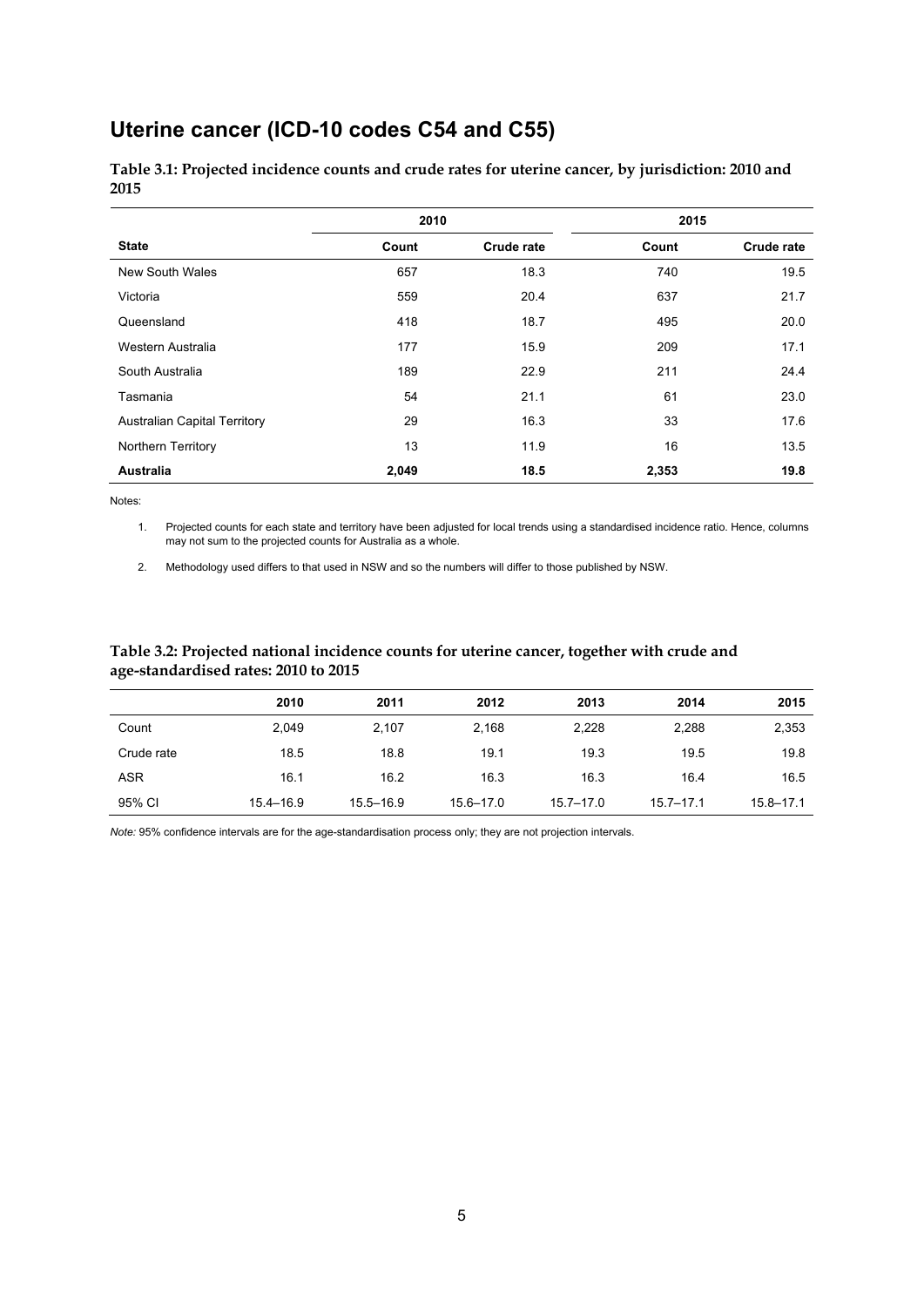## Uterine cancer (ICD-10 codes C54 and C55)

**Table 3.1: Projected incidence counts and crude rates for uterine cancer, by jurisdiction: 2010 and 2015**

| | 2010 | | 2015 | |
|---|---|---|---|---|
| **State** | **Count** | **Crude rate** | **Count** | **Crude rate** |
| New South Wales | 657 | 18.3 | 740 | 19.5 |
| Victoria | 559 | 20.4 | 637 | 21.7 |
| Queensland | 418 | 18.7 | 495 | 20.0 |
| Western Australia | 177 | 15.9 | 209 | 17.1 |
| South Australia | 189 | 22.9 | 211 | 24.4 |
| Tasmania | 54 | 21.1 | 61 | 23.0 |
| Australian Capital Territory | 29 | 16.3 | 33 | 17.6 |
| Northern Territory | 13 | 11.9 | 16 | 13.5 |
| **Australia** | **2,049** | **18.5** | **2,353** | **19.8** |

Notes:

1. Projected counts for each state and territory have been adjusted for local trends using a standardised incidence ratio. Hence, columns may not sum to the projected counts for Australia as a whole.
2. Methodology used differs to that used in NSW and so the numbers will differ to those published by NSW.

**Table 3.2: Projected national incidence counts for uterine cancer, together with crude and age-standardised rates: 2010 to 2015**

| | 2010 | 2011 | 2012 | 2013 | 2014 | 2015 |
|---|---|---|---|---|---|---|
| Count | 2,049 | 2,107 | 2,168 | 2,228 | 2,288 | 2,353 |
| Crude rate | 18.5 | 18.8 | 19.1 | 19.3 | 19.5 | 19.8 |
| ASR | 16.1 | 16.2 | 16.3 | 16.3 | 16.4 | 16.5 |
| 95% CI | 15.4–16.9 | 15.5–16.9 | 15.6–17.0 | 15.7–17.0 | 15.7–17.1 | 15.8–17.1 |

*Note:* 95% confidence intervals are for the age-standardisation process only; they are not projection intervals.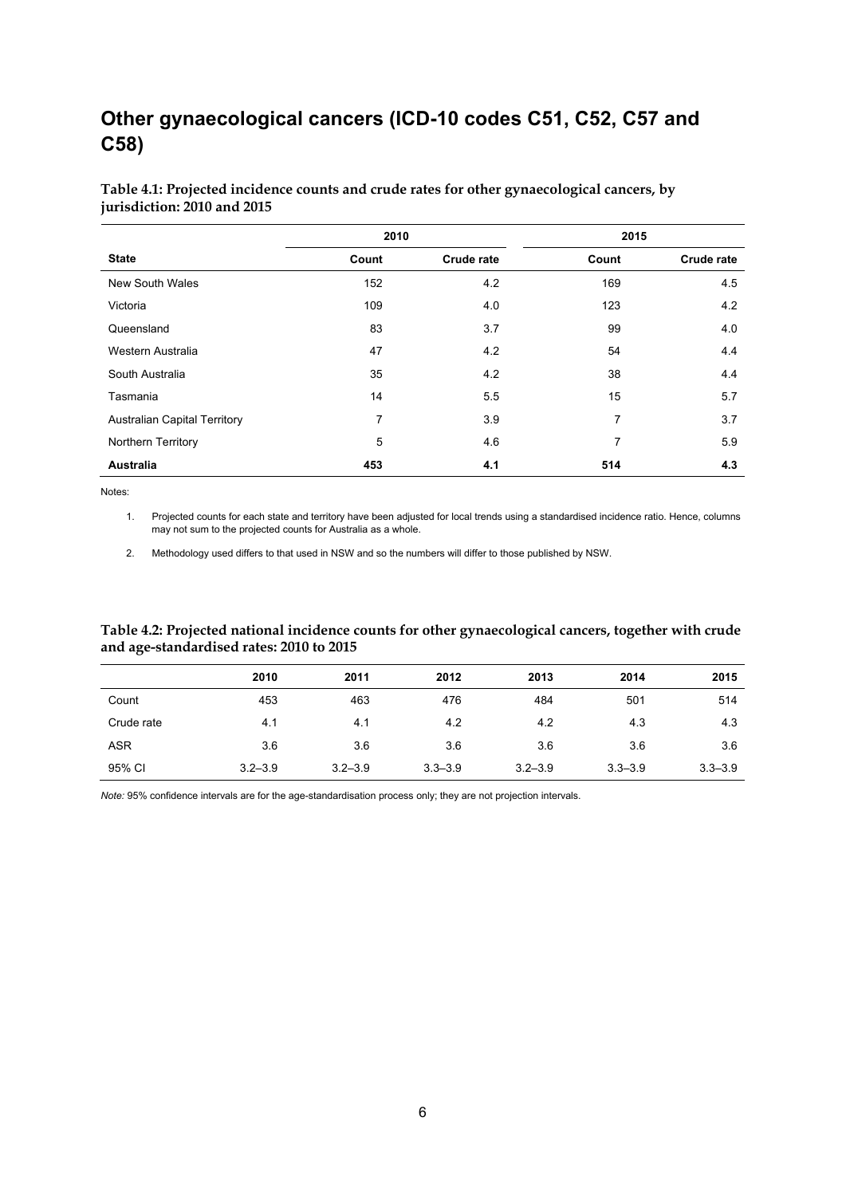## Other gynaecological cancers (ICD-10 codes C51, C52, C57 and C58)

**Table 4.1: Projected incidence counts and crude rates for other gynaecological cancers, by jurisdiction: 2010 and 2015**

| | 2010 | | 2015 | |
|---|---|---|---|---|
| **State** | **Count** | **Crude rate** | **Count** | **Crude rate** |
| New South Wales | 152 | 4.2 | 169 | 4.5 |
| Victoria | 109 | 4.0 | 123 | 4.2 |
| Queensland | 83 | 3.7 | 99 | 4.0 |
| Western Australia | 47 | 4.2 | 54 | 4.4 |
| South Australia | 35 | 4.2 | 38 | 4.4 |
| Tasmania | 14 | 5.5 | 15 | 5.7 |
| Australian Capital Territory | 7 | 3.9 | 7 | 3.7 |
| Northern Territory | 5 | 4.6 | 7 | 5.9 |
| **Australia** | **453** | **4.1** | **514** | **4.3** |

Notes:

1. Projected counts for each state and territory have been adjusted for local trends using a standardised incidence ratio. Hence, columns may not sum to the projected counts for Australia as a whole.
2. Methodology used differs to that used in NSW and so the numbers will differ to those published by NSW.

**Table 4.2: Projected national incidence counts for other gynaecological cancers, together with crude and age-standardised rates: 2010 to 2015**

| | 2010 | 2011 | 2012 | 2013 | 2014 | 2015 |
|---|---|---|---|---|---|---|
| Count | 453 | 463 | 476 | 484 | 501 | 514 |
| Crude rate | 4.1 | 4.1 | 4.2 | 4.2 | 4.3 | 4.3 |
| ASR | 3.6 | 3.6 | 3.6 | 3.6 | 3.6 | 3.6 |
| 95% CI | 3.2–3.9 | 3.2–3.9 | 3.3–3.9 | 3.2–3.9 | 3.3–3.9 | 3.3–3.9 |

*Note:* 95% confidence intervals are for the age-standardisation process only; they are not projection intervals.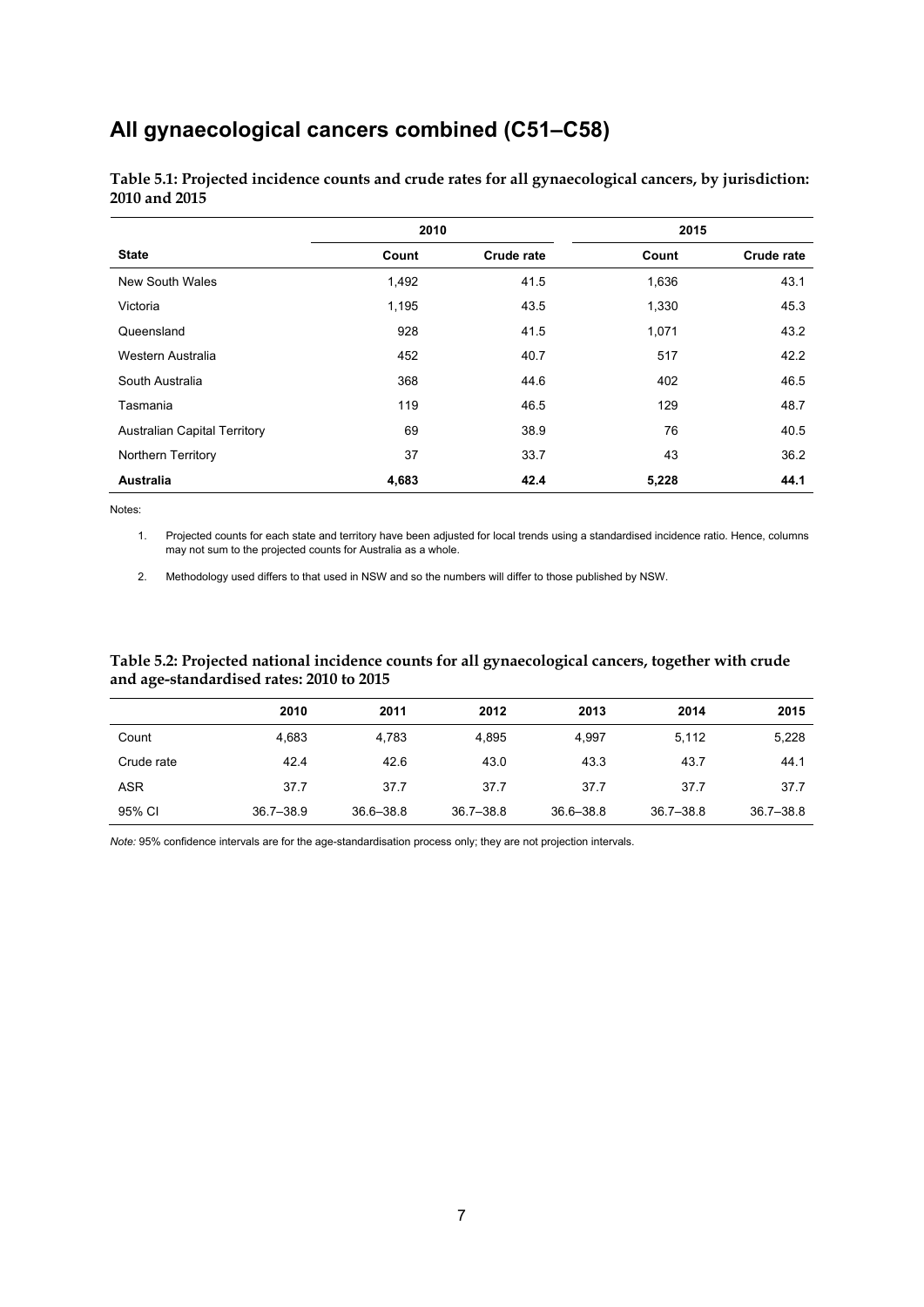## All gynaecological cancers combined (C51–C58)

**Table 5.1: Projected incidence counts and crude rates for all gynaecological cancers, by jurisdiction: 2010 and 2015**

| | 2010 | | 2015 | |
|---|---|---|---|---|
| **State** | **Count** | **Crude rate** | **Count** | **Crude rate** |
| New South Wales | 1,492 | 41.5 | 1,636 | 43.1 |
| Victoria | 1,195 | 43.5 | 1,330 | 45.3 |
| Queensland | 928 | 41.5 | 1,071 | 43.2 |
| Western Australia | 452 | 40.7 | 517 | 42.2 |
| South Australia | 368 | 44.6 | 402 | 46.5 |
| Tasmania | 119 | 46.5 | 129 | 48.7 |
| Australian Capital Territory | 69 | 38.9 | 76 | 40.5 |
| Northern Territory | 37 | 33.7 | 43 | 36.2 |
| **Australia** | **4,683** | **42.4** | **5,228** | **44.1** |

Notes:

1. Projected counts for each state and territory have been adjusted for local trends using a standardised incidence ratio. Hence, columns may not sum to the projected counts for Australia as a whole.

2. Methodology used differs to that used in NSW and so the numbers will differ to those published by NSW.

**Table 5.2: Projected national incidence counts for all gynaecological cancers, together with crude and age-standardised rates: 2010 to 2015**

| | 2010 | 2011 | 2012 | 2013 | 2014 | 2015 |
|---|---|---|---|---|---|---|
| Count | 4,683 | 4,783 | 4,895 | 4,997 | 5,112 | 5,228 |
| Crude rate | 42.4 | 42.6 | 43.0 | 43.3 | 43.7 | 44.1 |
| ASR | 37.7 | 37.7 | 37.7 | 37.7 | 37.7 | 37.7 |
| 95% CI | 36.7–38.9 | 36.6–38.8 | 36.7–38.8 | 36.6–38.8 | 36.7–38.8 | 36.7–38.8 |

*Note:* 95% confidence intervals are for the age-standardisation process only; they are not projection intervals.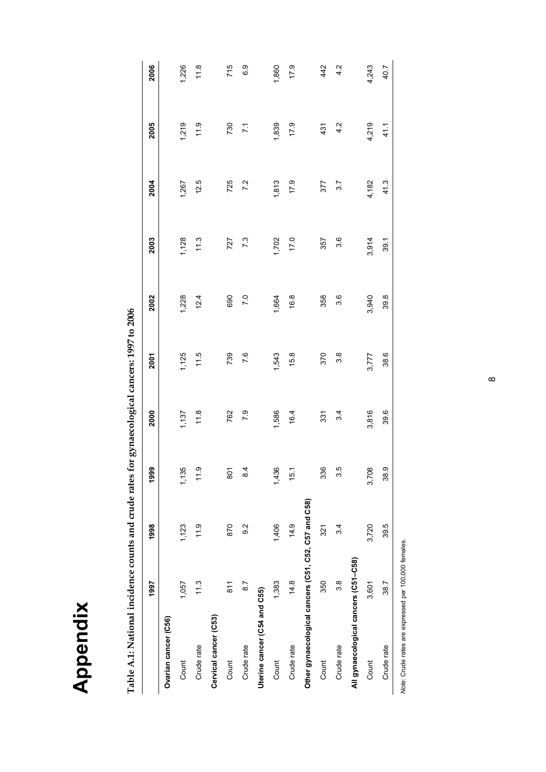# Appendix

**Table A.1: National incidence counts and crude rates for gynaecological cancers: 1997 to 2006**

| | 1997 | 1998 | 1999 | 2000 | 2001 | 2002 | 2003 | 2004 | 2005 | 2006 |
|---|---|---|---|---|---|---|---|---|---|---|
| **Ovarian cancer (C56)** | | | | | | | | | | |
| Count | 1,057 | 1,123 | 1,135 | 1,137 | 1,125 | 1,228 | 1,128 | 1,267 | 1,219 | 1,226 |
| Crude rate | 11.3 | 11.9 | 11.9 | 11.8 | 11.5 | 12.4 | 11.3 | 12.5 | 11.9 | 11.8 |
| **Cervical cancer (C53)** | | | | | | | | | | |
| Count | 811 | 870 | 801 | 762 | 739 | 690 | 727 | 725 | 730 | 715 |
| Crude rate | 8.7 | 9.2 | 8.4 | 7.9 | 7.6 | 7.0 | 7.3 | 7.2 | 7.1 | 6.9 |
| **Uterine cancer (C54 and C55)** | | | | | | | | | | |
| Count | 1,383 | 1,406 | 1,436 | 1,586 | 1,543 | 1,664 | 1,702 | 1,813 | 1,839 | 1,860 |
| Crude rate | 14.8 | 14.9 | 15.1 | 16.4 | 15.8 | 16.8 | 17.0 | 17.9 | 17.9 | 17.9 |
| **Other gynaecological cancers (C51, C52, C57 and C58)** | | | | | | | | | | |
| Count | 350 | 321 | 336 | 331 | 370 | 358 | 357 | 377 | 431 | 442 |
| Crude rate | 3.8 | 3.4 | 3.5 | 3.4 | 3.8 | 3.6 | 3.6 | 3.7 | 4.2 | 4.2 |
| **All gynaecological cancers (C51–C58)** | | | | | | | | | | |
| Count | 3,601 | 3,720 | 3,708 | 3,816 | 3,777 | 3,940 | 3,914 | 4,182 | 4,219 | 4,243 |
| Crude rate | 38.7 | 39.5 | 38.9 | 39.6 | 38.6 | 39.8 | 39.1 | 41.3 | 41.1 | 40.7 |

*Note:* Crude rates are expressed per 100,000 females.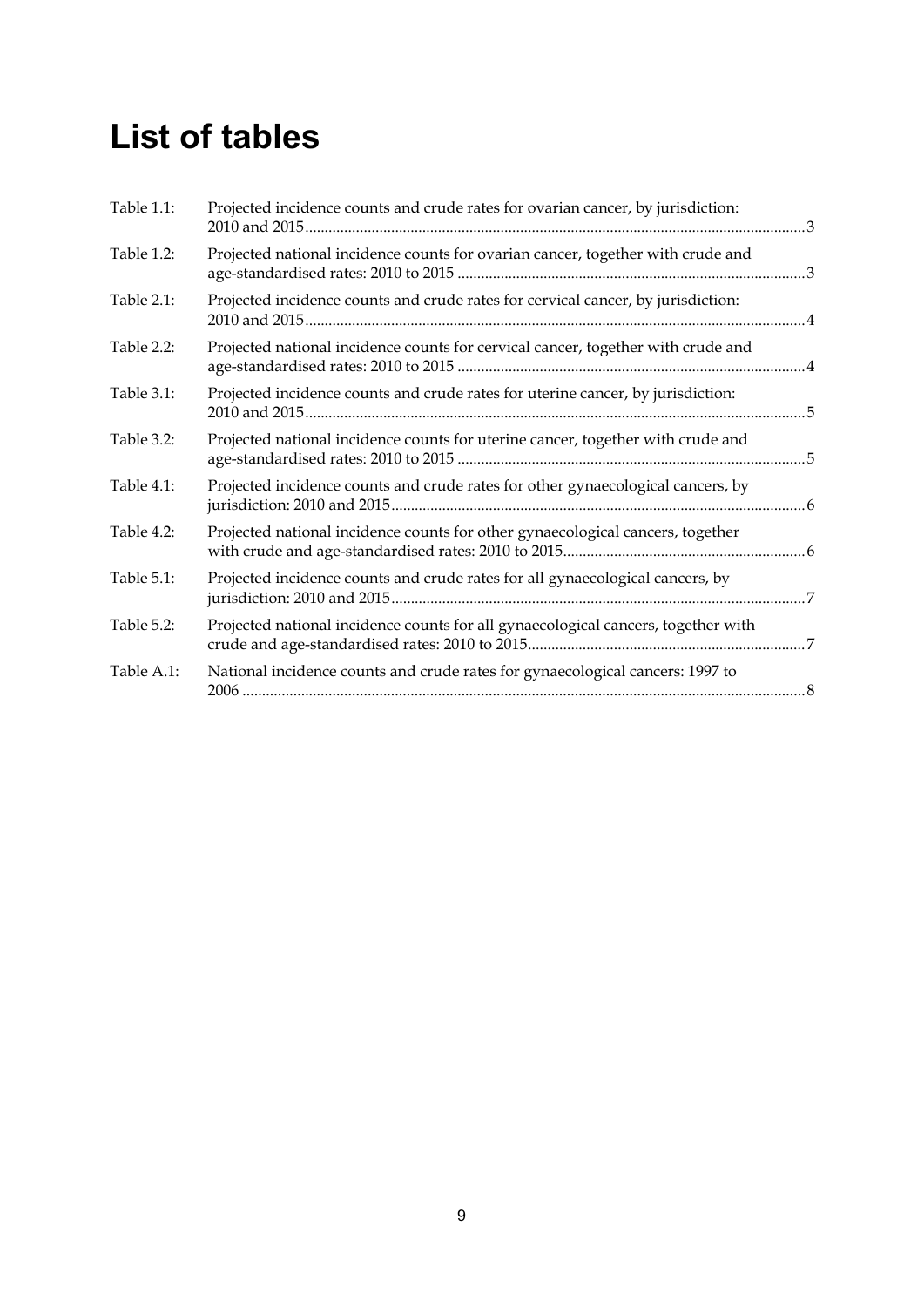# List of tables

| | | |
|---|---|---|
| Table 1.1: | Projected incidence counts and crude rates for ovarian cancer, by jurisdiction: 2010 and 2015 | 3 |
| Table 1.2: | Projected national incidence counts for ovarian cancer, together with crude and age-standardised rates: 2010 to 2015 | 3 |
| Table 2.1: | Projected incidence counts and crude rates for cervical cancer, by jurisdiction: 2010 and 2015 | 4 |
| Table 2.2: | Projected national incidence counts for cervical cancer, together with crude and age-standardised rates: 2010 to 2015 | 4 |
| Table 3.1: | Projected incidence counts and crude rates for uterine cancer, by jurisdiction: 2010 and 2015 | 5 |
| Table 3.2: | Projected national incidence counts for uterine cancer, together with crude and age-standardised rates: 2010 to 2015 | 5 |
| Table 4.1: | Projected incidence counts and crude rates for other gynaecological cancers, by jurisdiction: 2010 and 2015 | 6 |
| Table 4.2: | Projected national incidence counts for other gynaecological cancers, together with crude and age-standardised rates: 2010 to 2015 | 6 |
| Table 5.1: | Projected incidence counts and crude rates for all gynaecological cancers, by jurisdiction: 2010 and 2015 | 7 |
| Table 5.2: | Projected national incidence counts for all gynaecological cancers, together with crude and age-standardised rates: 2010 to 2015 | 7 |
| Table A.1: | National incidence counts and crude rates for gynaecological cancers: 1997 to 2006 | 8 |